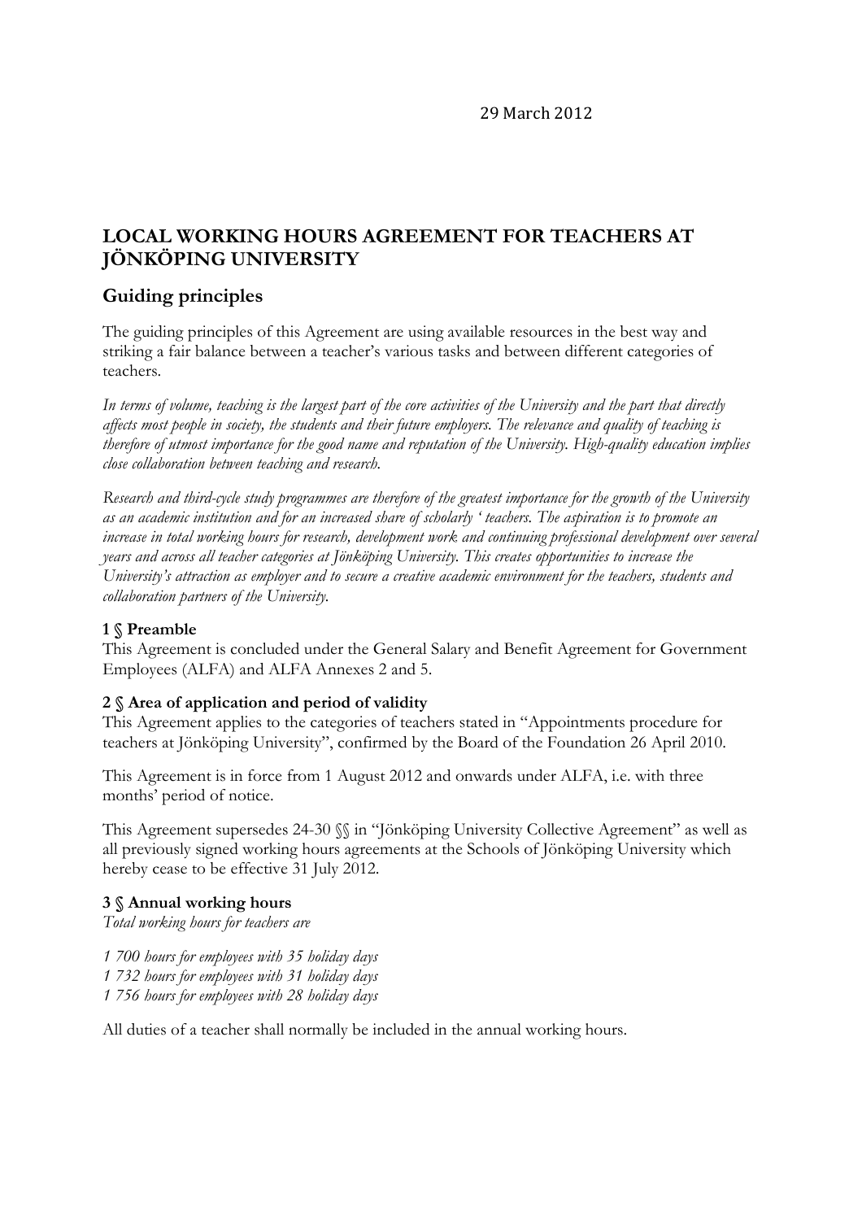29 March 2012

# LOCAL WORKING HOURS AGREEMENT FOR TEACHERS AT JÖNKÖPING UNIVERSITY

## Guiding principles

The guiding principles of this Agreement are using available resources in the best way and striking a fair balance between a teacher's various tasks and between different categories of teachers.

*In terms of volume, teaching is the largest part of the core activities of the University and the part that directly affects most people in society, the students and their future employers. The relevance and quality of teaching is therefore of utmost importance for the good name and reputation of the University. High-quality education implies close collaboration between teaching and research.*

*Research and third-cycle study programmes are therefore of the greatest importance for the growth of the University as an academic institution and for an increased share of scholarly ' teachers. The aspiration is to promote an increase in total working hours for research, development work and continuing professional development over several years and across all teacher categories at Jönköping University. This creates opportunities to increase the University's attraction as employer and to secure a creative academic environment for the teachers, students and collaboration partners of the University.*

### 1 § Preamble

This Agreement is concluded under the General Salary and Benefit Agreement for Government Employees (ALFA) and ALFA Annexes 2 and 5.

### 2 § Area of application and period of validity

This Agreement applies to the categories of teachers stated in "Appointments procedure for teachers at Jönköping University", confirmed by the Board of the Foundation 26 April 2010.

This Agreement is in force from 1 August 2012 and onwards under ALFA, i.e. with three months' period of notice.

This Agreement supersedes 24-30 §§ in "Jönköping University Collective Agreement" as well as all previously signed working hours agreements at the Schools of Jönköping University which hereby cease to be effective 31 July 2012.

### 3 § Annual working hours

*Total working hours for teachers are*

*1 700 hours for employees with 35 holiday days*
*1 732 hours for employees with 31 holiday days*
*1 756 hours for employees with 28 holiday days*

All duties of a teacher shall normally be included in the annual working hours.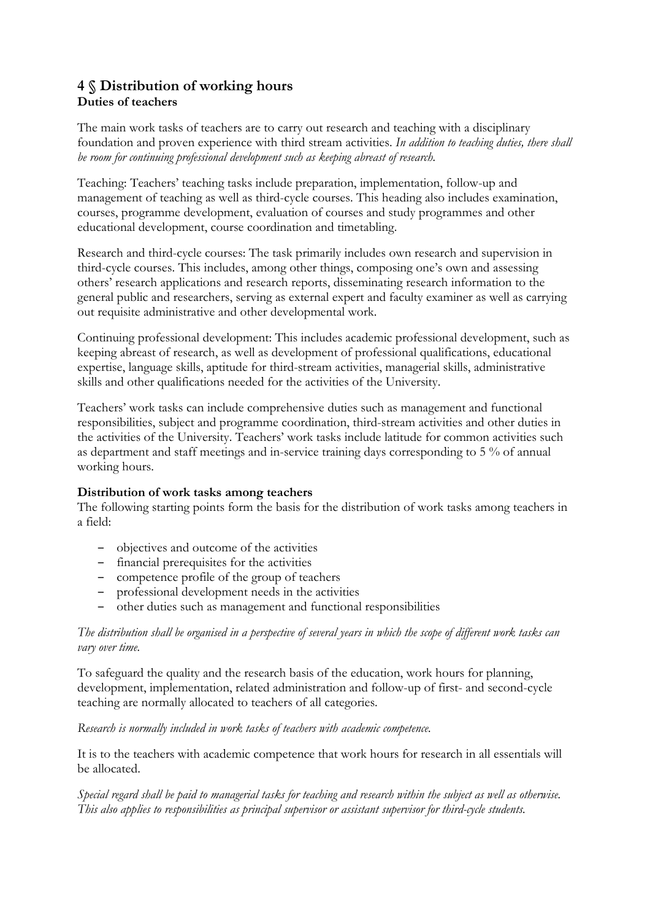## 4 § Distribution of working hours

**Duties of teachers**

The main work tasks of teachers are to carry out research and teaching with a disciplinary foundation and proven experience with third stream activities. *In addition to teaching duties, there shall be room for continuing professional development such as keeping abreast of research.*

Teaching: Teachers' teaching tasks include preparation, implementation, follow-up and management of teaching as well as third-cycle courses. This heading also includes examination, courses, programme development, evaluation of courses and study programmes and other educational development, course coordination and timetabling.

Research and third-cycle courses: The task primarily includes own research and supervision in third-cycle courses. This includes, among other things, composing one's own and assessing others' research applications and research reports, disseminating research information to the general public and researchers, serving as external expert and faculty examiner as well as carrying out requisite administrative and other developmental work.

Continuing professional development: This includes academic professional development, such as keeping abreast of research, as well as development of professional qualifications, educational expertise, language skills, aptitude for third-stream activities, managerial skills, administrative skills and other qualifications needed for the activities of the University.

Teachers' work tasks can include comprehensive duties such as management and functional responsibilities, subject and programme coordination, third-stream activities and other duties in the activities of the University. Teachers' work tasks include latitude for common activities such as department and staff meetings and in-service training days corresponding to 5 % of annual working hours.

**Distribution of work tasks among teachers**

The following starting points form the basis for the distribution of work tasks among teachers in a field:

- objectives and outcome of the activities
- financial prerequisites for the activities
- competence profile of the group of teachers
- professional development needs in the activities
- other duties such as management and functional responsibilities

*The distribution shall be organised in a perspective of several years in which the scope of different work tasks can vary over time.*

To safeguard the quality and the research basis of the education, work hours for planning, development, implementation, related administration and follow-up of first- and second-cycle teaching are normally allocated to teachers of all categories.

*Research is normally included in work tasks of teachers with academic competence.*

It is to the teachers with academic competence that work hours for research in all essentials will be allocated.

*Special regard shall be paid to managerial tasks for teaching and research within the subject as well as otherwise. This also applies to responsibilities as principal supervisor or assistant supervisor for third-cycle students.*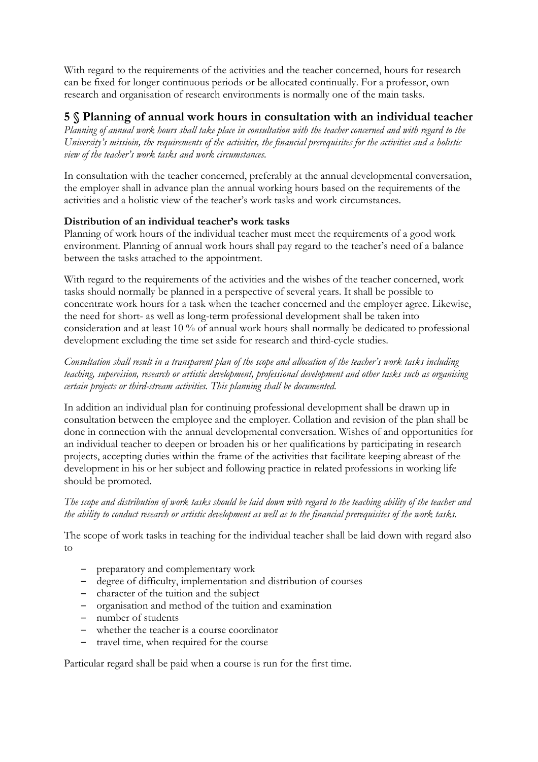With regard to the requirements of the activities and the teacher concerned, hours for research can be fixed for longer continuous periods or be allocated continually. For a professor, own research and organisation of research environments is normally one of the main tasks.

## 5 § Planning of annual work hours in consultation with an individual teacher

*Planning of annual work hours shall take place in consultation with the teacher concerned and with regard to the University's missioin, the requirements of the activities, the financial prerequisites for the activities and a holistic view of the teacher's work tasks and work circumstances.*

In consultation with the teacher concerned, preferably at the annual developmental conversation, the employer shall in advance plan the annual working hours based on the requirements of the activities and a holistic view of the teacher's work tasks and work circumstances.

**Distribution of an individual teacher's work tasks**

Planning of work hours of the individual teacher must meet the requirements of a good work environment. Planning of annual work hours shall pay regard to the teacher's need of a balance between the tasks attached to the appointment.

With regard to the requirements of the activities and the wishes of the teacher concerned, work tasks should normally be planned in a perspective of several years. It shall be possible to concentrate work hours for a task when the teacher concerned and the employer agree. Likewise, the need for short- as well as long-term professional development shall be taken into consideration and at least 10 % of annual work hours shall normally be dedicated to professional development excluding the time set aside for research and third-cycle studies.

*Consultation shall result in a transparent plan of the scope and allocation of the teacher's work tasks including teaching, supervision, research or artistic development, professional development and other tasks such as organising certain projects or third-stream activities. This planning shall be documented.*

In addition an individual plan for continuing professional development shall be drawn up in consultation between the employee and the employer. Collation and revision of the plan shall be done in connection with the annual developmental conversation. Wishes of and opportunities for an individual teacher to deepen or broaden his or her qualifications by participating in research projects, accepting duties within the frame of the activities that facilitate keeping abreast of the development in his or her subject and following practice in related professions in working life should be promoted.

*The scope and distribution of work tasks should be laid down with regard to the teaching ability of the teacher and the ability to conduct research or artistic development as well as to the financial prerequisites of the work tasks.*

The scope of work tasks in teaching for the individual teacher shall be laid down with regard also to

- preparatory and complementary work
- degree of difficulty, implementation and distribution of courses
- character of the tuition and the subject
- organisation and method of the tuition and examination
- number of students
- whether the teacher is a course coordinator
- travel time, when required for the course

Particular regard shall be paid when a course is run for the first time.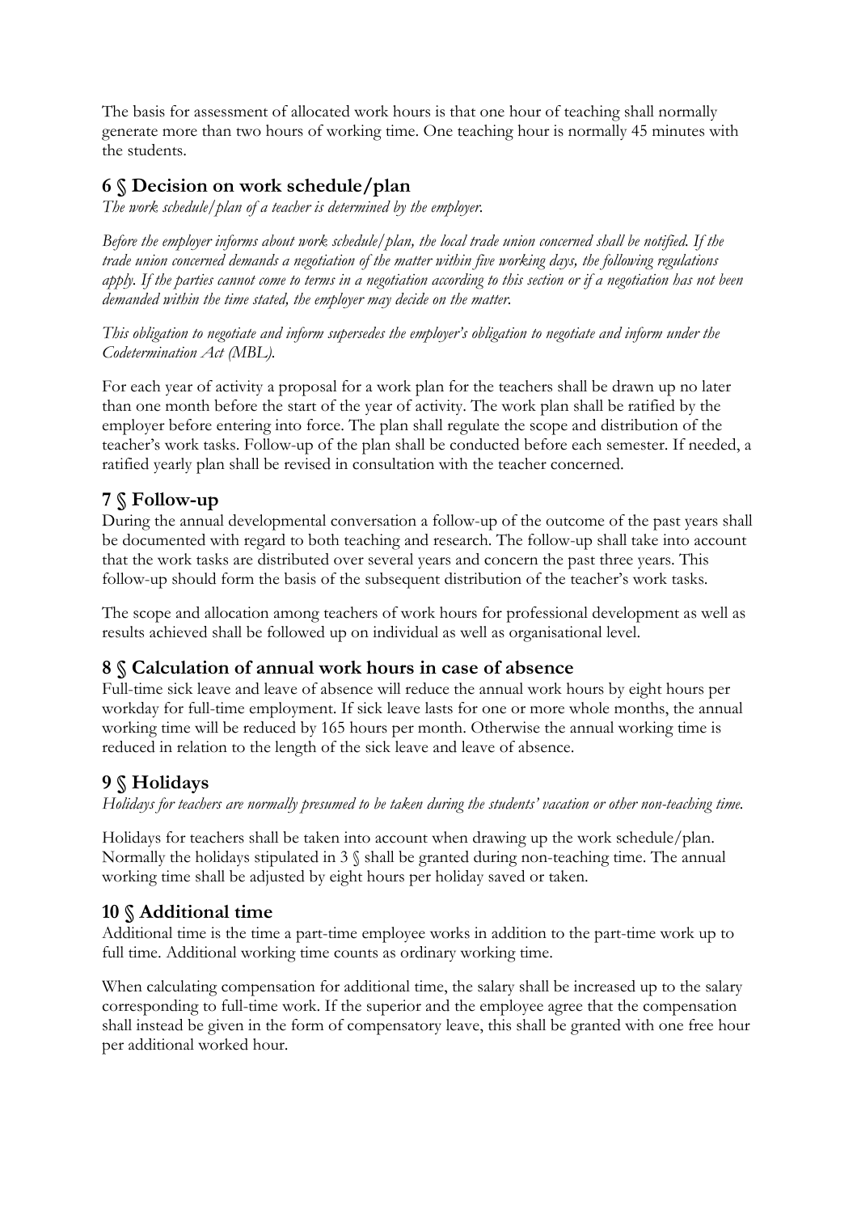The basis for assessment of allocated work hours is that one hour of teaching shall normally generate more than two hours of working time. One teaching hour is normally 45 minutes with the students.

## 6 § Decision on work schedule/plan

*The work schedule/plan of a teacher is determined by the employer.*

*Before the employer informs about work schedule/plan, the local trade union concerned shall be notified. If the trade union concerned demands a negotiation of the matter within five working days, the following regulations apply. If the parties cannot come to terms in a negotiation according to this section or if a negotiation has not been demanded within the time stated, the employer may decide on the matter.*

*This obligation to negotiate and inform supersedes the employer's obligation to negotiate and inform under the Codetermination Act (MBL).*

For each year of activity a proposal for a work plan for the teachers shall be drawn up no later than one month before the start of the year of activity. The work plan shall be ratified by the employer before entering into force. The plan shall regulate the scope and distribution of the teacher's work tasks. Follow-up of the plan shall be conducted before each semester. If needed, a ratified yearly plan shall be revised in consultation with the teacher concerned.

## 7 § Follow-up

During the annual developmental conversation a follow-up of the outcome of the past years shall be documented with regard to both teaching and research. The follow-up shall take into account that the work tasks are distributed over several years and concern the past three years. This follow-up should form the basis of the subsequent distribution of the teacher's work tasks.

The scope and allocation among teachers of work hours for professional development as well as results achieved shall be followed up on individual as well as organisational level.

## 8 § Calculation of annual work hours in case of absence

Full-time sick leave and leave of absence will reduce the annual work hours by eight hours per workday for full-time employment. If sick leave lasts for one or more whole months, the annual working time will be reduced by 165 hours per month. Otherwise the annual working time is reduced in relation to the length of the sick leave and leave of absence.

## 9 § Holidays

*Holidays for teachers are normally presumed to be taken during the students' vacation or other non-teaching time.*

Holidays for teachers shall be taken into account when drawing up the work schedule/plan. Normally the holidays stipulated in 3 § shall be granted during non-teaching time. The annual working time shall be adjusted by eight hours per holiday saved or taken.

## 10 § Additional time

Additional time is the time a part-time employee works in addition to the part-time work up to full time. Additional working time counts as ordinary working time.

When calculating compensation for additional time, the salary shall be increased up to the salary corresponding to full-time work. If the superior and the employee agree that the compensation shall instead be given in the form of compensatory leave, this shall be granted with one free hour per additional worked hour.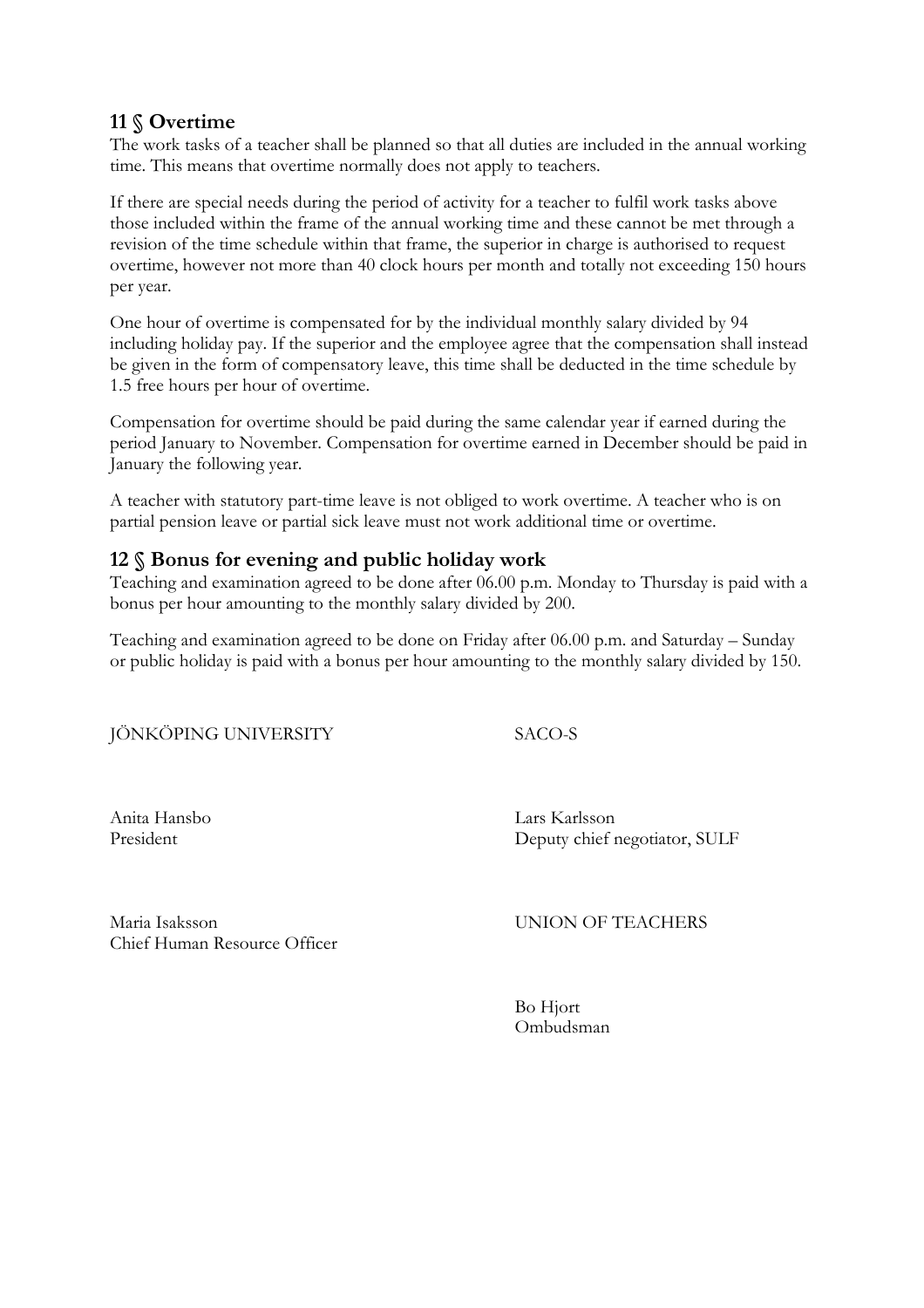## 11 § Overtime

The work tasks of a teacher shall be planned so that all duties are included in the annual working time. This means that overtime normally does not apply to teachers.

If there are special needs during the period of activity for a teacher to fulfil work tasks above those included within the frame of the annual working time and these cannot be met through a revision of the time schedule within that frame, the superior in charge is authorised to request overtime, however not more than 40 clock hours per month and totally not exceeding 150 hours per year.

One hour of overtime is compensated for by the individual monthly salary divided by 94 including holiday pay. If the superior and the employee agree that the compensation shall instead be given in the form of compensatory leave, this time shall be deducted in the time schedule by 1.5 free hours per hour of overtime.

Compensation for overtime should be paid during the same calendar year if earned during the period January to November. Compensation for overtime earned in December should be paid in January the following year.

A teacher with statutory part-time leave is not obliged to work overtime. A teacher who is on partial pension leave or partial sick leave must not work additional time or overtime.

## 12 § Bonus for evening and public holiday work

Teaching and examination agreed to be done after 06.00 p.m. Monday to Thursday is paid with a bonus per hour amounting to the monthly salary divided by 200.

Teaching and examination agreed to be done on Friday after 06.00 p.m. and Saturday – Sunday or public holiday is paid with a bonus per hour amounting to the monthly salary divided by 150.

JÖNKÖPING UNIVERSITY

Anita Hansbo
President

Maria Isaksson
Chief Human Resource Officer

SACO-S

Lars Karlsson
Deputy chief negotiator, SULF

UNION OF TEACHERS

Bo Hjort
Ombudsman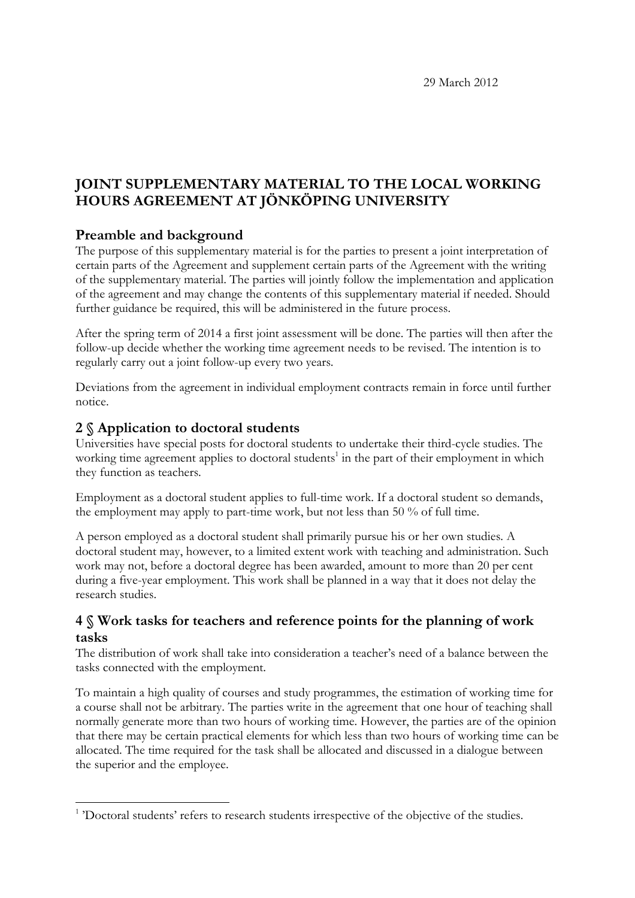29 March 2012

# JOINT SUPPLEMENTARY MATERIAL TO THE LOCAL WORKING HOURS AGREEMENT AT JÖNKÖPING UNIVERSITY

## Preamble and background

The purpose of this supplementary material is for the parties to present a joint interpretation of certain parts of the Agreement and supplement certain parts of the Agreement with the writing of the supplementary material. The parties will jointly follow the implementation and application of the agreement and may change the contents of this supplementary material if needed. Should further guidance be required, this will be administered in the future process.

After the spring term of 2014 a first joint assessment will be done. The parties will then after the follow-up decide whether the working time agreement needs to be revised. The intention is to regularly carry out a joint follow-up every two years.

Deviations from the agreement in individual employment contracts remain in force until further notice.

## 2 § Application to doctoral students

Universities have special posts for doctoral students to undertake their third-cycle studies. The working time agreement applies to doctoral students[1] in the part of their employment in which they function as teachers.

Employment as a doctoral student applies to full-time work. If a doctoral student so demands, the employment may apply to part-time work, but not less than 50 % of full time.

A person employed as a doctoral student shall primarily pursue his or her own studies. A doctoral student may, however, to a limited extent work with teaching and administration. Such work may not, before a doctoral degree has been awarded, amount to more than 20 per cent during a five-year employment. This work shall be planned in a way that it does not delay the research studies.

## 4 § Work tasks for teachers and reference points for the planning of work tasks

The distribution of work shall take into consideration a teacher's need of a balance between the tasks connected with the employment.

To maintain a high quality of courses and study programmes, the estimation of working time for a course shall not be arbitrary. The parties write in the agreement that one hour of teaching shall normally generate more than two hours of working time. However, the parties are of the opinion that there may be certain practical elements for which less than two hours of working time can be allocated. The time required for the task shall be allocated and discussed in a dialogue between the superior and the employee.

---

[1] 'Doctoral students' refers to research students irrespective of the objective of the studies.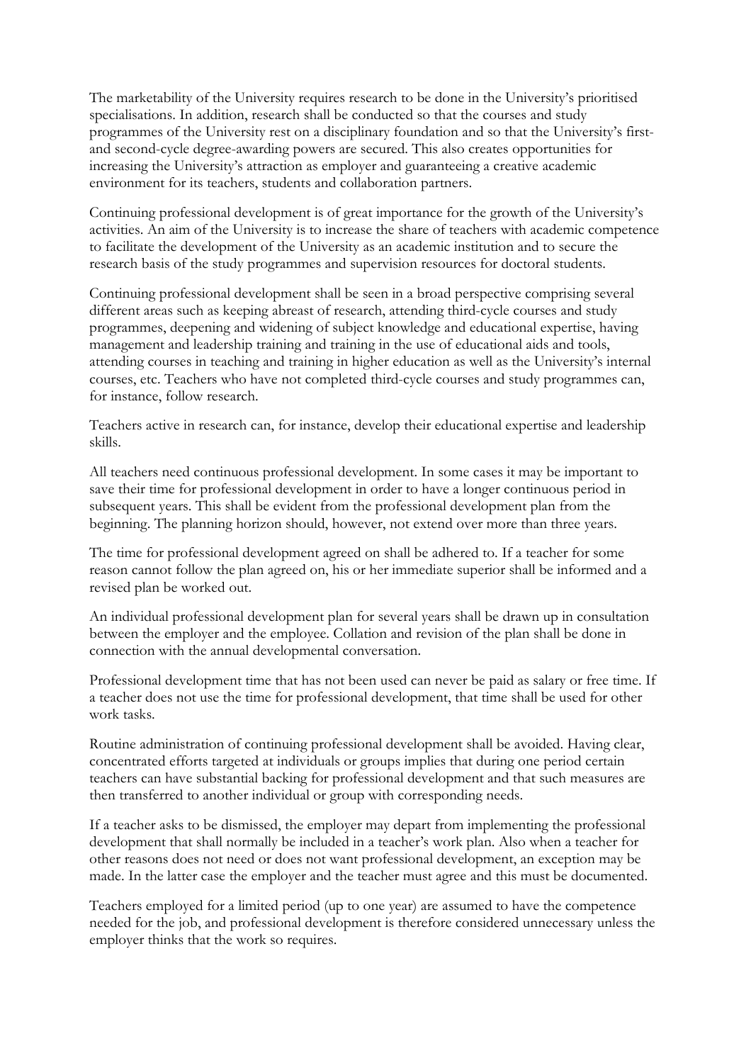The marketability of the University requires research to be done in the University's prioritised specialisations. In addition, research shall be conducted so that the courses and study programmes of the University rest on a disciplinary foundation and so that the University's first- and second-cycle degree-awarding powers are secured. This also creates opportunities for increasing the University's attraction as employer and guaranteeing a creative academic environment for its teachers, students and collaboration partners.

Continuing professional development is of great importance for the growth of the University's activities. An aim of the University is to increase the share of teachers with academic competence to facilitate the development of the University as an academic institution and to secure the research basis of the study programmes and supervision resources for doctoral students.

Continuing professional development shall be seen in a broad perspective comprising several different areas such as keeping abreast of research, attending third-cycle courses and study programmes, deepening and widening of subject knowledge and educational expertise, having management and leadership training and training in the use of educational aids and tools, attending courses in teaching and training in higher education as well as the University's internal courses, etc. Teachers who have not completed third-cycle courses and study programmes can, for instance, follow research.

Teachers active in research can, for instance, develop their educational expertise and leadership skills.

All teachers need continuous professional development. In some cases it may be important to save their time for professional development in order to have a longer continuous period in subsequent years. This shall be evident from the professional development plan from the beginning. The planning horizon should, however, not extend over more than three years.

The time for professional development agreed on shall be adhered to. If a teacher for some reason cannot follow the plan agreed on, his or her immediate superior shall be informed and a revised plan be worked out.

An individual professional development plan for several years shall be drawn up in consultation between the employer and the employee. Collation and revision of the plan shall be done in connection with the annual developmental conversation.

Professional development time that has not been used can never be paid as salary or free time. If a teacher does not use the time for professional development, that time shall be used for other work tasks.

Routine administration of continuing professional development shall be avoided. Having clear, concentrated efforts targeted at individuals or groups implies that during one period certain teachers can have substantial backing for professional development and that such measures are then transferred to another individual or group with corresponding needs.

If a teacher asks to be dismissed, the employer may depart from implementing the professional development that shall normally be included in a teacher's work plan. Also when a teacher for other reasons does not need or does not want professional development, an exception may be made. In the latter case the employer and the teacher must agree and this must be documented.

Teachers employed for a limited period (up to one year) are assumed to have the competence needed for the job, and professional development is therefore considered unnecessary unless the employer thinks that the work so requires.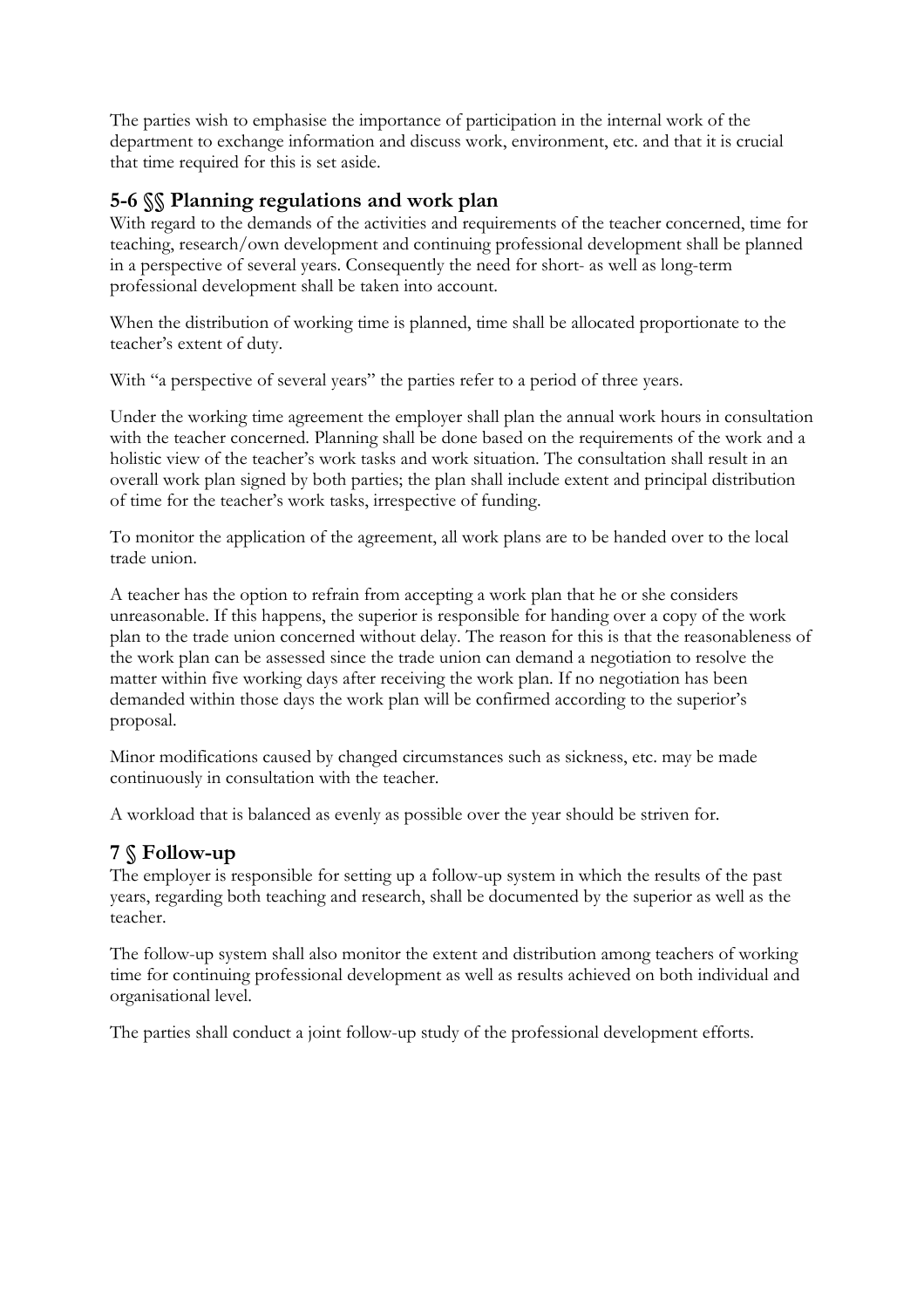The parties wish to emphasise the importance of participation in the internal work of the department to exchange information and discuss work, environment, etc. and that it is crucial that time required for this is set aside.

## 5-6 §§ Planning regulations and work plan

With regard to the demands of the activities and requirements of the teacher concerned, time for teaching, research/own development and continuing professional development shall be planned in a perspective of several years. Consequently the need for short- as well as long-term professional development shall be taken into account.

When the distribution of working time is planned, time shall be allocated proportionate to the teacher's extent of duty.

With "a perspective of several years" the parties refer to a period of three years.

Under the working time agreement the employer shall plan the annual work hours in consultation with the teacher concerned. Planning shall be done based on the requirements of the work and a holistic view of the teacher's work tasks and work situation. The consultation shall result in an overall work plan signed by both parties; the plan shall include extent and principal distribution of time for the teacher's work tasks, irrespective of funding.

To monitor the application of the agreement, all work plans are to be handed over to the local trade union.

A teacher has the option to refrain from accepting a work plan that he or she considers unreasonable. If this happens, the superior is responsible for handing over a copy of the work plan to the trade union concerned without delay. The reason for this is that the reasonableness of the work plan can be assessed since the trade union can demand a negotiation to resolve the matter within five working days after receiving the work plan. If no negotiation has been demanded within those days the work plan will be confirmed according to the superior's proposal.

Minor modifications caused by changed circumstances such as sickness, etc. may be made continuously in consultation with the teacher.

A workload that is balanced as evenly as possible over the year should be striven for.

## 7 § Follow-up

The employer is responsible for setting up a follow-up system in which the results of the past years, regarding both teaching and research, shall be documented by the superior as well as the teacher.

The follow-up system shall also monitor the extent and distribution among teachers of working time for continuing professional development as well as results achieved on both individual and organisational level.

The parties shall conduct a joint follow-up study of the professional development efforts.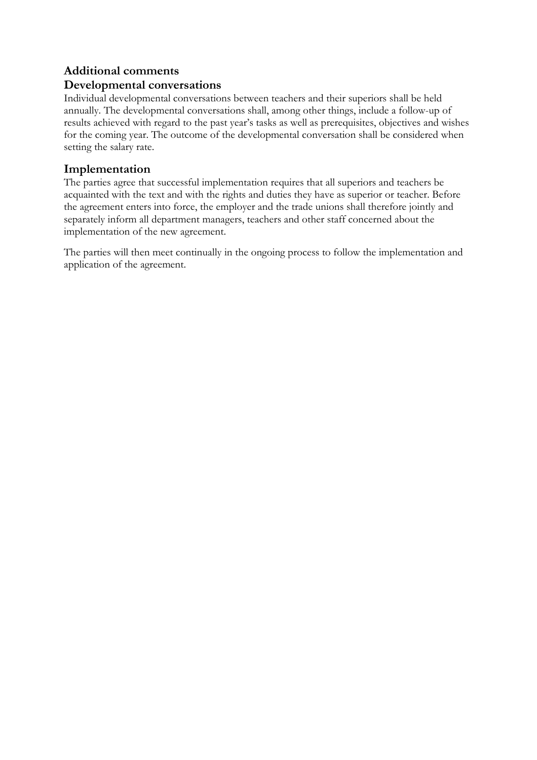## Additional comments

## Developmental conversations

Individual developmental conversations between teachers and their superiors shall be held annually. The developmental conversations shall, among other things, include a follow-up of results achieved with regard to the past year's tasks as well as prerequisites, objectives and wishes for the coming year. The outcome of the developmental conversation shall be considered when setting the salary rate.

## Implementation

The parties agree that successful implementation requires that all superiors and teachers be acquainted with the text and with the rights and duties they have as superior or teacher. Before the agreement enters into force, the employer and the trade unions shall therefore jointly and separately inform all department managers, teachers and other staff concerned about the implementation of the new agreement.

The parties will then meet continually in the ongoing process to follow the implementation and application of the agreement.